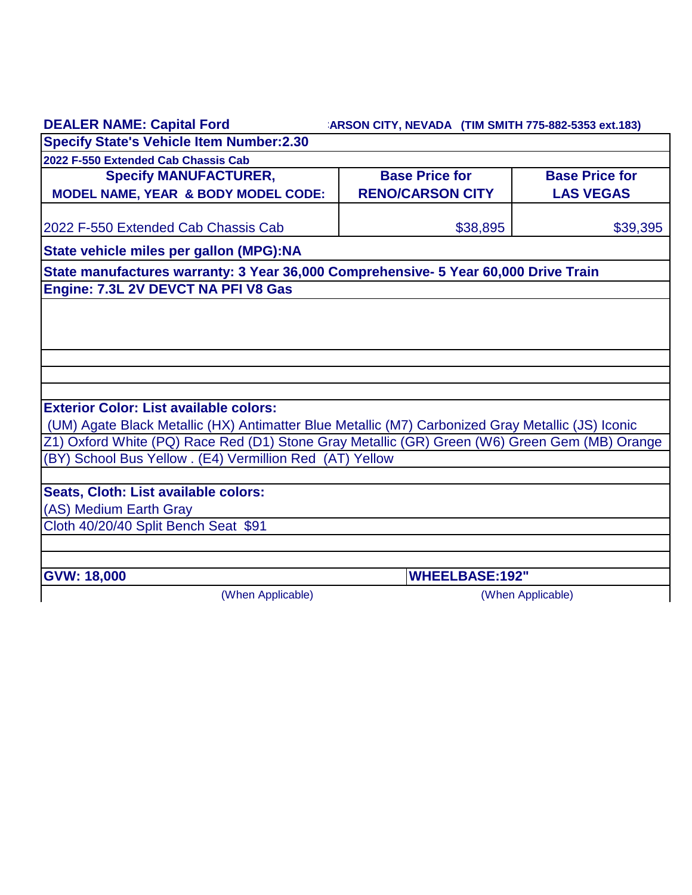**DEALER NAME: Capital Ford** **:ARSON CITY, NEVADA (TIM SMITH 775-882-5353 ext.183)**

| **Specify State's Vehicle Item Number:2.30** | | |
|---|---|---|
| **2022 F-550 Extended Cab Chassis Cab** | | |
| **Specify MANUFACTURER, MODEL NAME, YEAR & BODY MODEL CODE:** | **Base Price for RENO/CARSON CITY** | **Base Price for LAS VEGAS** |
| 2022 F-550 Extended Cab Chassis Cab | $38,895 | $39,395 |
| **State vehicle miles per gallon (MPG):NA** | | |
| **State manufactures warranty: 3 Year 36,000 Comprehensive- 5 Year 60,000 Drive Train** | | |
| **Engine: 7.3L 2V DEVCT NA PFI V8 Gas** | | |
| | | |
| | | |
| | | |
| | | |
| **Exterior Color: List available colors:** | | |
| (UM) Agate Black Metallic (HX) Antimatter Blue Metallic (M7) Carbonized Gray Metallic (JS) Iconic | | |
| Z1) Oxford White (PQ) Race Red (D1) Stone Gray Metallic (GR) Green (W6) Green Gem (MB) Orange | | |
| (BY) School Bus Yellow . (E4) Vermillion Red (AT) Yellow | | |
| | | |
| **Seats, Cloth: List available colors:** | | |
| (AS) Medium Earth Gray | | |
| Cloth 40/20/40 Split Bench Seat $91 | | |
| | | |
| | | |
| **GVW: 18,000** | **WHEELBASE:192"** | |
| (When Applicable) | (When Applicable) | |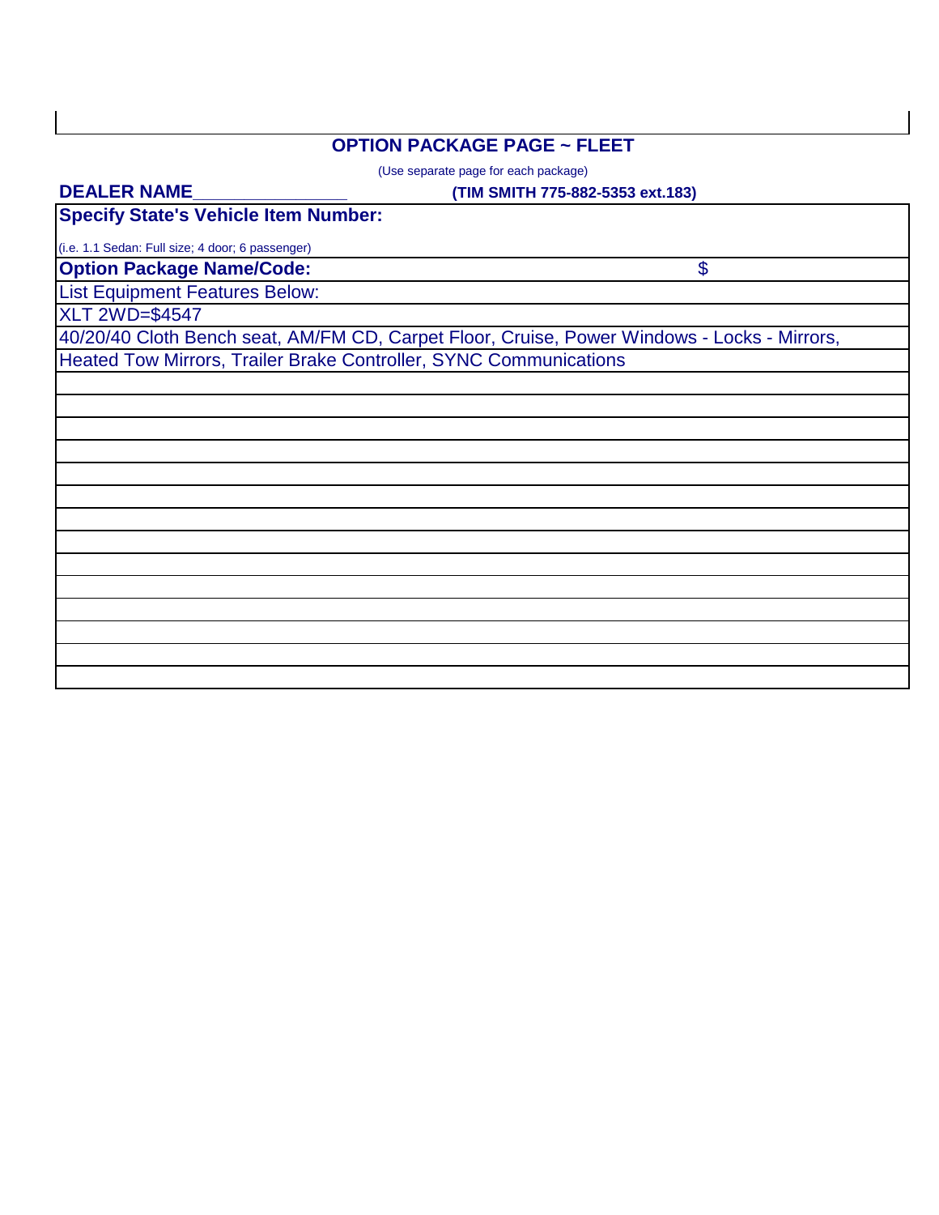## OPTION PACKAGE PAGE ~ FLEET

(Use separate page for each package)

**DEALER NAME_______________** **(TIM SMITH 775-882-5353 ext.183)**

**Specify State's Vehicle Item Number:**

(i.e. 1.1 Sedan: Full size; 4 door; 6 passenger)

**Option Package Name/Code:** $

List Equipment Features Below:

XLT 2WD=$4547

40/20/40 Cloth Bench seat, AM/FM CD, Carpet Floor, Cruise, Power Windows - Locks - Mirrors, Heated Tow Mirrors, Trailer Brake Controller, SYNC Communications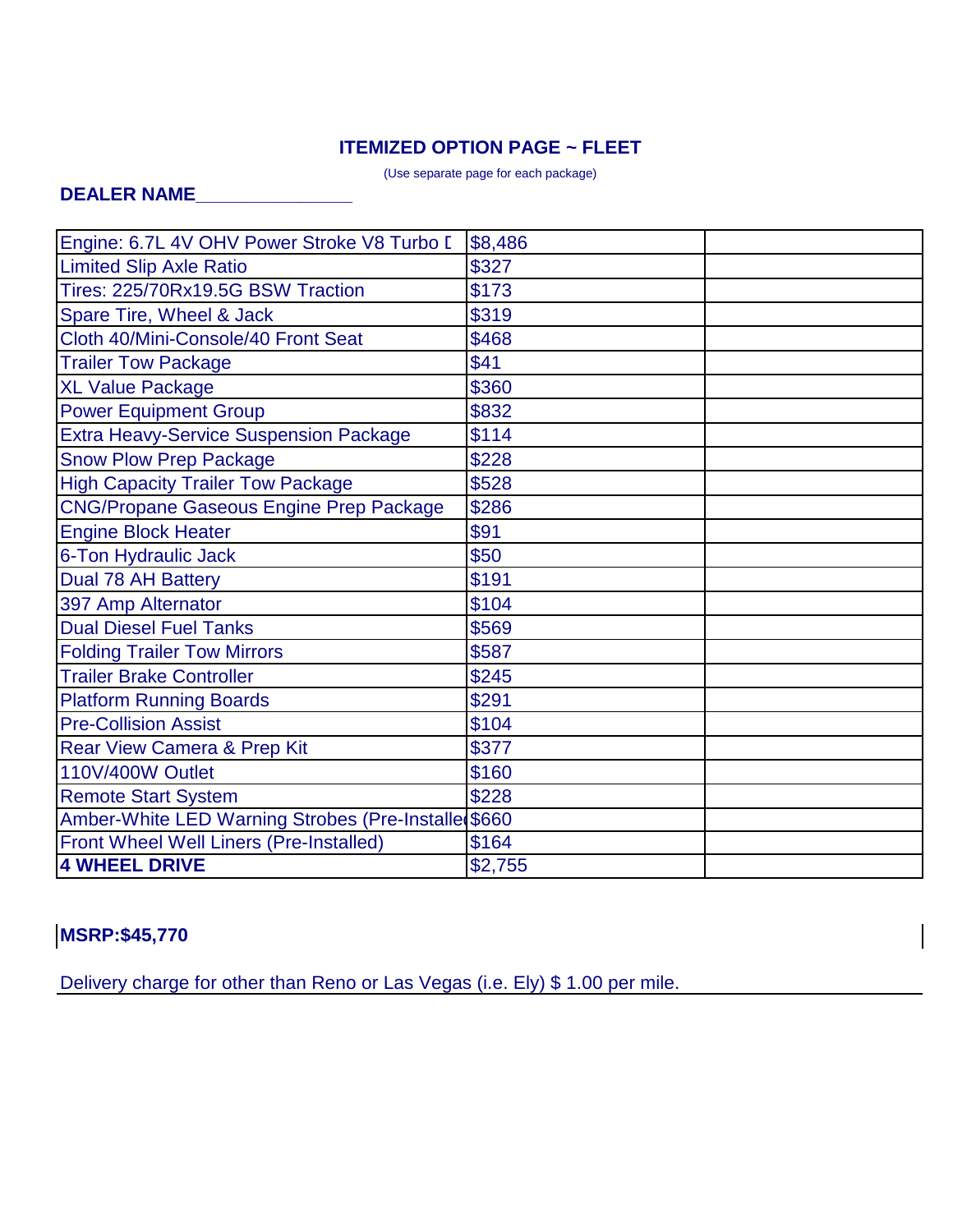## ITEMIZED OPTION PAGE ~ FLEET

(Use separate page for each package)

**DEALER NAME_______________**

| | | |
|---|---|---|
| Engine: 6.7L 4V OHV Power Stroke V8 Turbo D | $8,486 | |
| Limited Slip Axle Ratio | $327 | |
| Tires: 225/70Rx19.5G BSW Traction | $173 | |
| Spare Tire, Wheel & Jack | $319 | |
| Cloth 40/Mini-Console/40 Front Seat | $468 | |
| Trailer Tow Package | $41 | |
| XL Value Package | $360 | |
| Power Equipment Group | $832 | |
| Extra Heavy-Service Suspension Package | $114 | |
| Snow Plow Prep Package | $228 | |
| High Capacity Trailer Tow Package | $528 | |
| CNG/Propane Gaseous Engine Prep Package | $286 | |
| Engine Block Heater | $91 | |
| 6-Ton Hydraulic Jack | $50 | |
| Dual 78 AH Battery | $191 | |
| 397 Amp Alternator | $104 | |
| Dual Diesel Fuel Tanks | $569 | |
| Folding Trailer Tow Mirrors | $587 | |
| Trailer Brake Controller | $245 | |
| Platform Running Boards | $291 | |
| Pre-Collision Assist | $104 | |
| Rear View Camera & Prep Kit | $377 | |
| 110V/400W Outlet | $160 | |
| Remote Start System | $228 | |
| Amber-White LED Warning Strobes (Pre-Installed | $660 | |
| Front Wheel Well Liners (Pre-Installed) | $164 | |
| **4 WHEEL DRIVE** | $2,755 | |

**MSRP:$45,770**

Delivery charge for other than Reno or Las Vegas (i.e. Ely) $ 1.00 per mile.